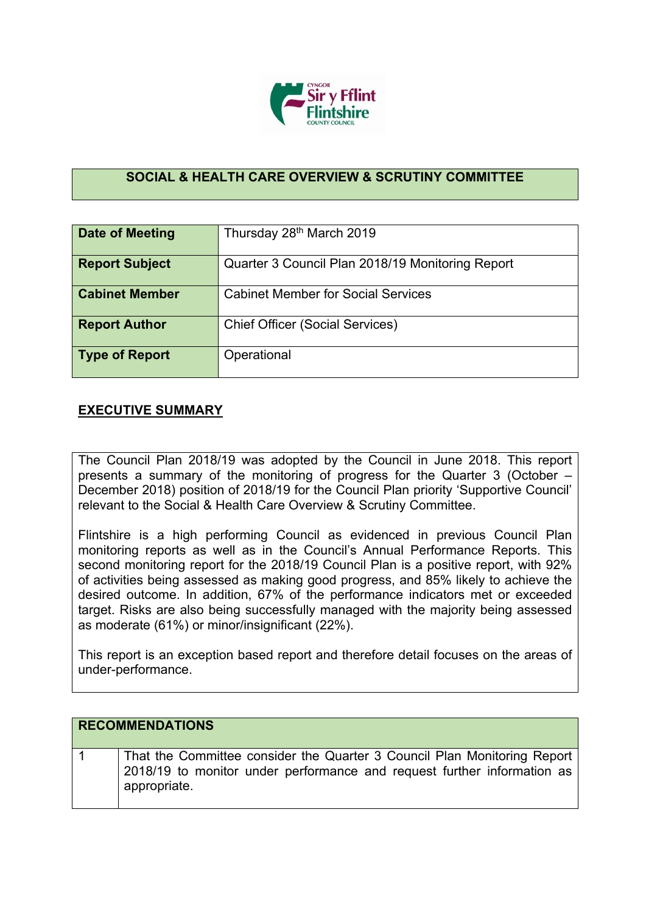## SOCIAL & HEALTH CARE OVERVIEW & SCRUTINY COMMITTEE

| **Date of Meeting** | Thursday 28th March 2019 |
|---|---|
| **Report Subject** | Quarter 3 Council Plan 2018/19 Monitoring Report |
| **Cabinet Member** | Cabinet Member for Social Services |
| **Report Author** | Chief Officer (Social Services) |
| **Type of Report** | Operational |

## EXECUTIVE SUMMARY

The Council Plan 2018/19 was adopted by the Council in June 2018. This report presents a summary of the monitoring of progress for the Quarter 3 (October – December 2018) position of 2018/19 for the Council Plan priority 'Supportive Council' relevant to the Social & Health Care Overview & Scrutiny Committee.

Flintshire is a high performing Council as evidenced in previous Council Plan monitoring reports as well as in the Council's Annual Performance Reports. This second monitoring report for the 2018/19 Council Plan is a positive report, with 92% of activities being assessed as making good progress, and 85% likely to achieve the desired outcome. In addition, 67% of the performance indicators met or exceeded target. Risks are also being successfully managed with the majority being assessed as moderate (61%) or minor/insignificant (22%).

This report is an exception based report and therefore detail focuses on the areas of under-performance.

| **RECOMMENDATIONS** | |
|---|---|
| 1 | That the Committee consider the Quarter 3 Council Plan Monitoring Report 2018/19 to monitor under performance and request further information as appropriate. |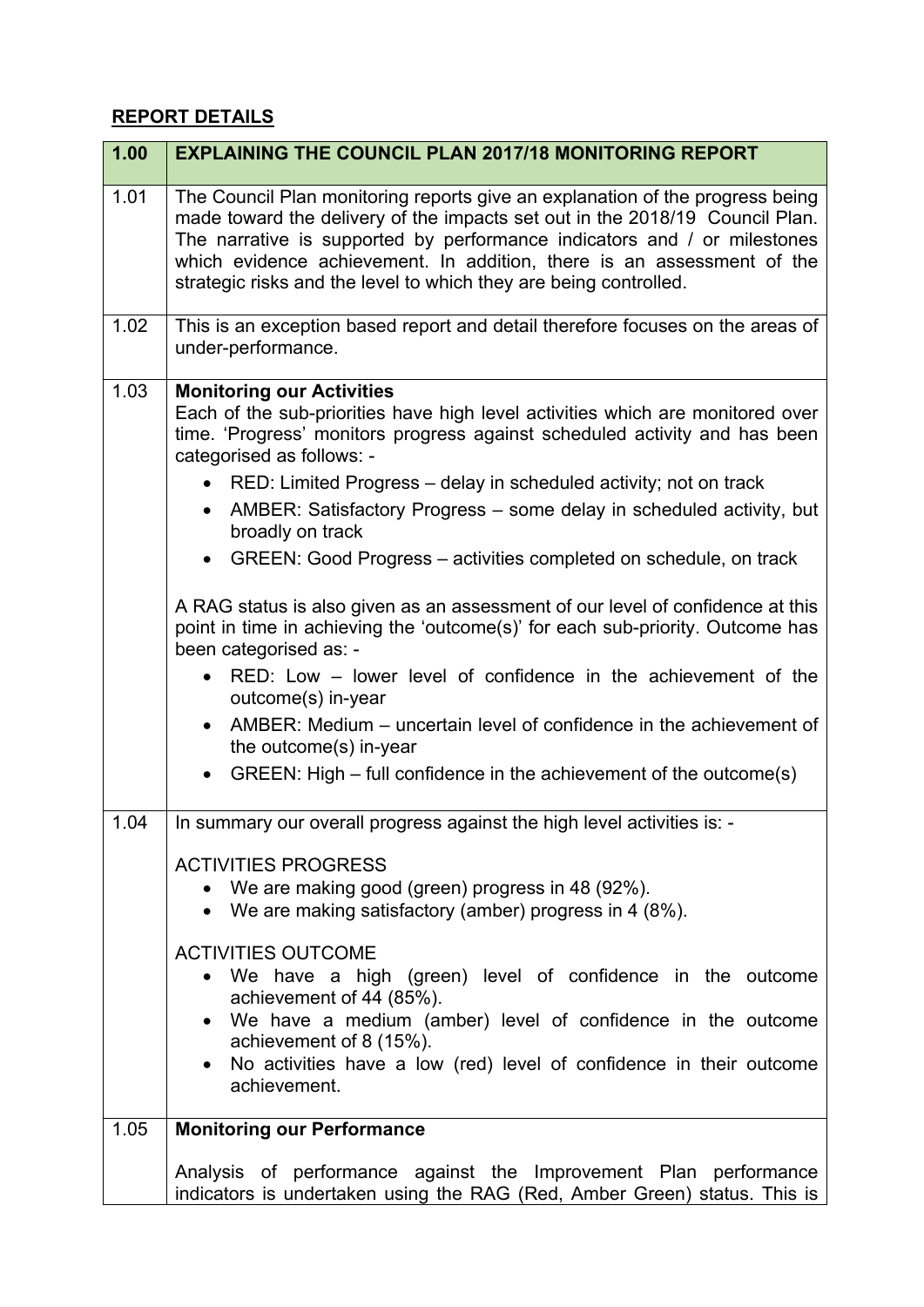## REPORT DETAILS

| 1.00 | EXPLAINING THE COUNCIL PLAN 2017/18 MONITORING REPORT |
|---|---|
| 1.01 | The Council Plan monitoring reports give an explanation of the progress being made toward the delivery of the impacts set out in the 2018/19 Council Plan. The narrative is supported by performance indicators and / or milestones which evidence achievement. In addition, there is an assessment of the strategic risks and the level to which they are being controlled. |
| 1.02 | This is an exception based report and detail therefore focuses on the areas of under-performance. |
| 1.03 | **Monitoring our Activities**<br>Each of the sub-priorities have high level activities which are monitored over time. 'Progress' monitors progress against scheduled activity and has been categorised as follows: -<br>• RED: Limited Progress – delay in scheduled activity; not on track<br>• AMBER: Satisfactory Progress – some delay in scheduled activity, but broadly on track<br>• GREEN: Good Progress – activities completed on schedule, on track<br><br>A RAG status is also given as an assessment of our level of confidence at this point in time in achieving the 'outcome(s)' for each sub-priority. Outcome has been categorised as: -<br>• RED: Low – lower level of confidence in the achievement of the outcome(s) in-year<br>• AMBER: Medium – uncertain level of confidence in the achievement of the outcome(s) in-year<br>• GREEN: High – full confidence in the achievement of the outcome(s) |
| 1.04 | In summary our overall progress against the high level activities is: -<br><br>ACTIVITIES PROGRESS<br>• We are making good (green) progress in 48 (92%).<br>• We are making satisfactory (amber) progress in 4 (8%).<br><br>ACTIVITIES OUTCOME<br>• We have a high (green) level of confidence in the outcome achievement of 44 (85%).<br>• We have a medium (amber) level of confidence in the outcome achievement of 8 (15%).<br>• No activities have a low (red) level of confidence in their outcome achievement. |
| 1.05 | **Monitoring our Performance**<br><br>Analysis of performance against the Improvement Plan performance indicators is undertaken using the RAG (Red, Amber Green) status. This is |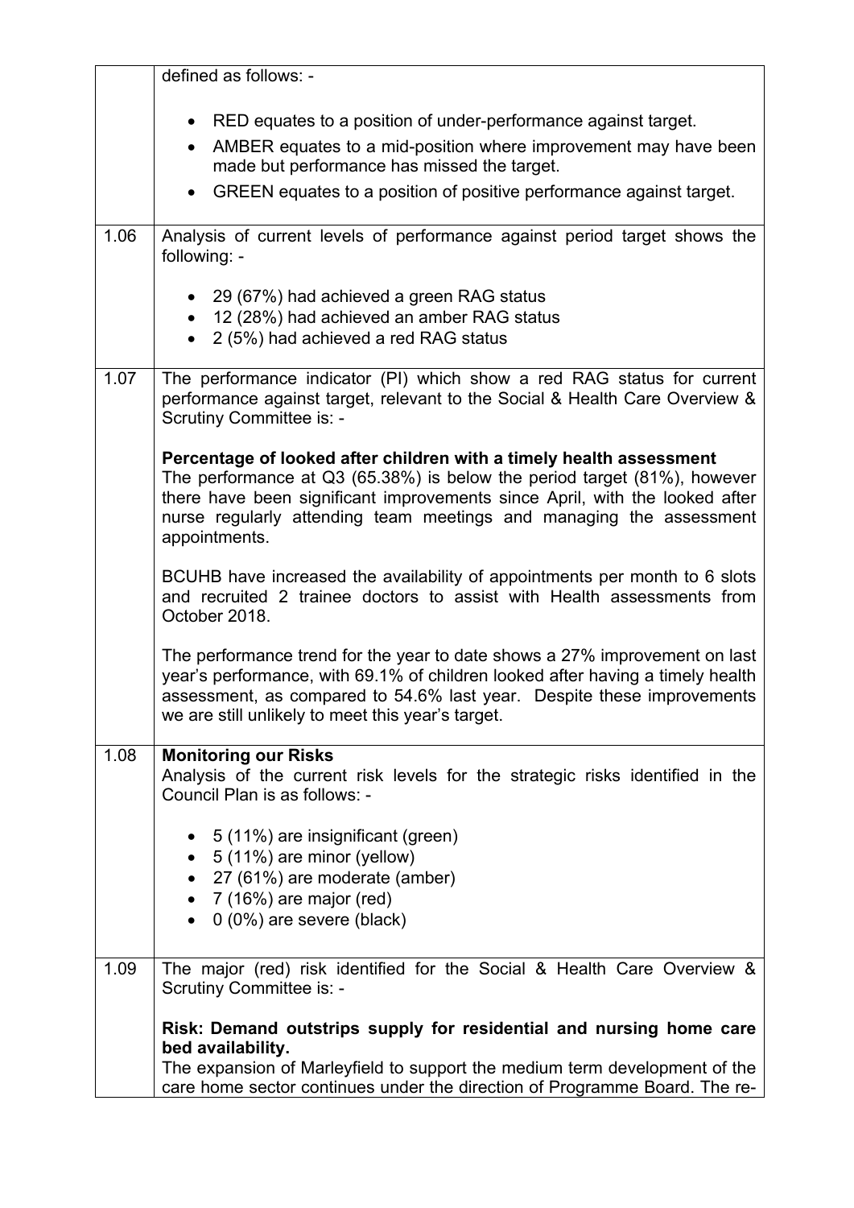|  | defined as follows: -<br><br>- RED equates to a position of under-performance against target.<br>- AMBER equates to a mid-position where improvement may have been made but performance has missed the target.<br>- GREEN equates to a position of positive performance against target. |
|---|---|
| 1.06 | Analysis of current levels of performance against period target shows the following: -<br><br>- 29 (67%) had achieved a green RAG status<br>- 12 (28%) had achieved an amber RAG status<br>- 2 (5%) had achieved a red RAG status |
| 1.07 | The performance indicator (PI) which show a red RAG status for current performance against target, relevant to the Social & Health Care Overview & Scrutiny Committee is: -<br><br>**Percentage of looked after children with a timely health assessment**<br>The performance at Q3 (65.38%) is below the period target (81%), however there have been significant improvements since April, with the looked after nurse regularly attending team meetings and managing the assessment appointments.<br><br>BCUHB have increased the availability of appointments per month to 6 slots and recruited 2 trainee doctors to assist with Health assessments from October 2018.<br><br>The performance trend for the year to date shows a 27% improvement on last year's performance, with 69.1% of children looked after having a timely health assessment, as compared to 54.6% last year. Despite these improvements we are still unlikely to meet this year's target. |
| 1.08 | **Monitoring our Risks**<br>Analysis of the current risk levels for the strategic risks identified in the Council Plan is as follows: -<br><br>- 5 (11%) are insignificant (green)<br>- 5 (11%) are minor (yellow)<br>- 27 (61%) are moderate (amber)<br>- 7 (16%) are major (red)<br>- 0 (0%) are severe (black) |
| 1.09 | The major (red) risk identified for the Social & Health Care Overview & Scrutiny Committee is: -<br><br>**Risk: Demand outstrips supply for residential and nursing home care bed availability.**<br>The expansion of Marleyfield to support the medium term development of the care home sector continues under the direction of Programme Board. The re- |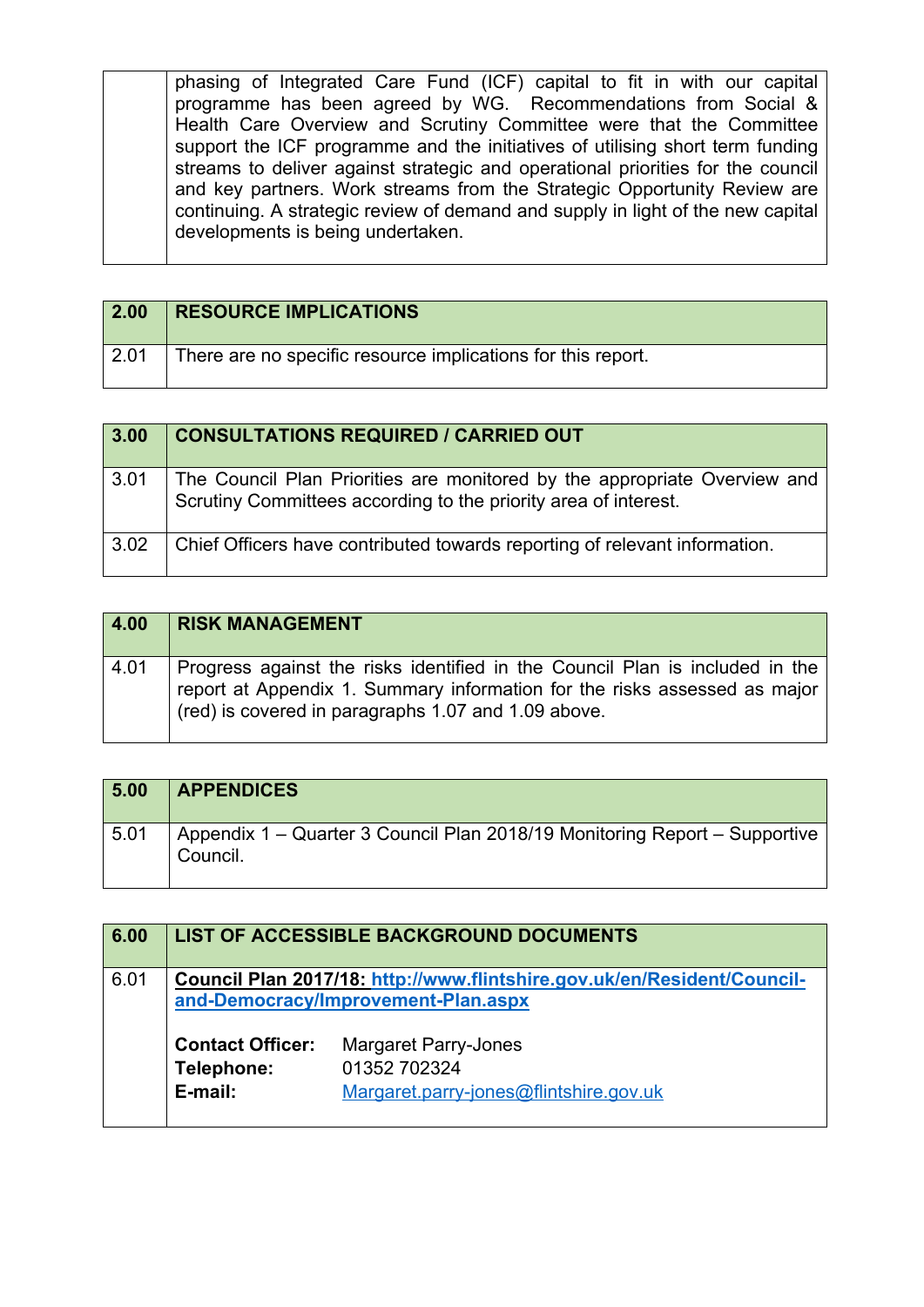| | |
|---|---|
| | phasing of Integrated Care Fund (ICF) capital to fit in with our capital programme has been agreed by WG. Recommendations from Social & Health Care Overview and Scrutiny Committee were that the Committee support the ICF programme and the initiatives of utilising short term funding streams to deliver against strategic and operational priorities for the council and key partners. Work streams from the Strategic Opportunity Review are continuing. A strategic review of demand and supply in light of the new capital developments is being undertaken. |

| 2.00 | RESOURCE IMPLICATIONS |
|---|---|
| 2.01 | There are no specific resource implications for this report. |

| 3.00 | CONSULTATIONS REQUIRED / CARRIED OUT |
|---|---|
| 3.01 | The Council Plan Priorities are monitored by the appropriate Overview and Scrutiny Committees according to the priority area of interest. |
| 3.02 | Chief Officers have contributed towards reporting of relevant information. |

| 4.00 | RISK MANAGEMENT |
|---|---|
| 4.01 | Progress against the risks identified in the Council Plan is included in the report at Appendix 1. Summary information for the risks assessed as major (red) is covered in paragraphs 1.07 and 1.09 above. |

| 5.00 | APPENDICES |
|---|---|
| 5.01 | Appendix 1 – Quarter 3 Council Plan 2018/19 Monitoring Report – Supportive Council. |

| 6.00 | LIST OF ACCESSIBLE BACKGROUND DOCUMENTS |
|---|---|
| 6.01 | **Council Plan 2017/18: http://www.flintshire.gov.uk/en/Resident/Council-and-Democracy/Improvement-Plan.aspx**<br><br>**Contact Officer:** Margaret Parry-Jones<br>**Telephone:** 01352 702324<br>**E-mail:** Margaret.parry-jones@flintshire.gov.uk |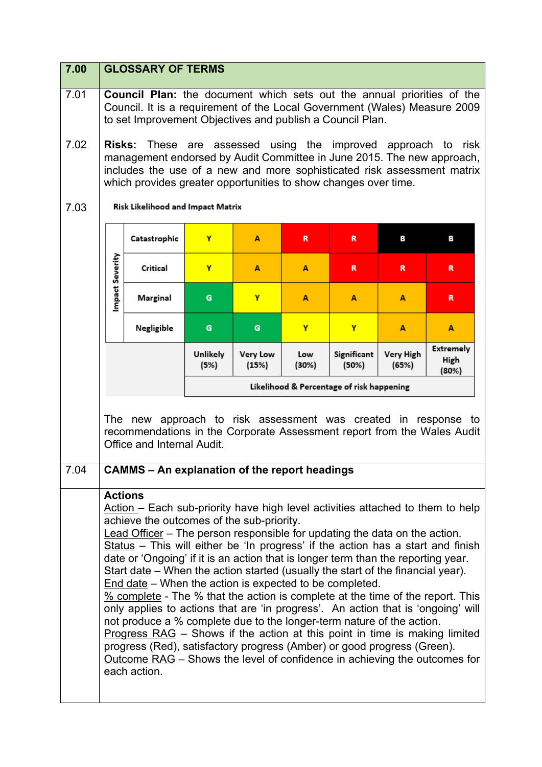| 7.00 | GLOSSARY OF TERMS |
|---|---|

**7.01** **Council Plan:** the document which sets out the annual priorities of the Council. It is a requirement of the Local Government (Wales) Measure 2009 to set Improvement Objectives and publish a Council Plan.

**7.02** **Risks:** These are assessed using the improved approach to risk management endorsed by Audit Committee in June 2015. The new approach, includes the use of a new and more sophisticated risk assessment matrix which provides greater opportunities to show changes over time.

**7.03** **Risk Likelihood and Impact Matrix**

| Impact Severity | | | | | | |
|---|---|---|---|---|---|---|
| Catastrophic | Y | A | R | R | B | B |
| Critical | Y | A | A | R | R | R |
| Marginal | G | Y | A | A | A | R |
| Negligible | G | G | Y | Y | A | A |
| | Unlikely (5%) | Very Low (15%) | Low (30%) | Significant (50%) | Very High (65%) | Extremely High (80%) |
| | Likelihood & Percentage of risk happening | | | | | |

The new approach to risk assessment was created in response to recommendations in the Corporate Assessment report from the Wales Audit Office and Internal Audit.

**7.04** **CAMMS – An explanation of the report headings**

**Actions**

Action – Each sub-priority have high level activities attached to them to help achieve the outcomes of the sub-priority.
Lead Officer – The person responsible for updating the data on the action.
Status – This will either be 'In progress' if the action has a start and finish date or 'Ongoing' if it is an action that is longer term than the reporting year.
Start date – When the action started (usually the start of the financial year).
End date – When the action is expected to be completed.
% complete - The % that the action is complete at the time of the report. This only applies to actions that are 'in progress'. An action that is 'ongoing' will not produce a % complete due to the longer-term nature of the action.
Progress RAG – Shows if the action at this point in time is making limited progress (Red), satisfactory progress (Amber) or good progress (Green).
Outcome RAG – Shows the level of confidence in achieving the outcomes for each action.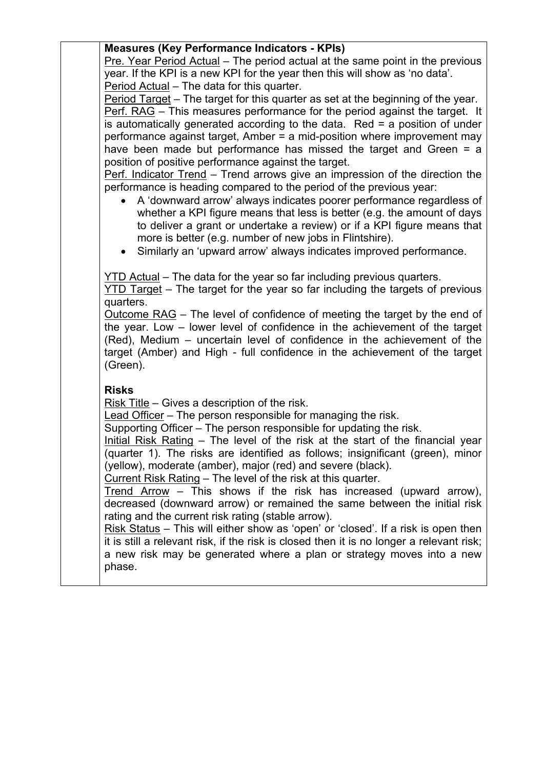**Measures (Key Performance Indicators - KPIs)**

Pre. Year Period Actual – The period actual at the same point in the previous year. If the KPI is a new KPI for the year then this will show as 'no data'.

Period Actual – The data for this quarter.

Period Target – The target for this quarter as set at the beginning of the year.

Perf. RAG – This measures performance for the period against the target. It is automatically generated according to the data. Red = a position of under performance against target, Amber = a mid-position where improvement may have been made but performance has missed the target and Green = a position of positive performance against the target.

Perf. Indicator Trend – Trend arrows give an impression of the direction the performance is heading compared to the period of the previous year:

- A 'downward arrow' always indicates poorer performance regardless of whether a KPI figure means that less is better (e.g. the amount of days to deliver a grant or undertake a review) or if a KPI figure means that more is better (e.g. number of new jobs in Flintshire).
- Similarly an 'upward arrow' always indicates improved performance.

YTD Actual – The data for the year so far including previous quarters.

YTD Target – The target for the year so far including the targets of previous quarters.

Outcome RAG – The level of confidence of meeting the target by the end of the year. Low – lower level of confidence in the achievement of the target (Red), Medium – uncertain level of confidence in the achievement of the target (Amber) and High - full confidence in the achievement of the target (Green).

**Risks**

Risk Title – Gives a description of the risk.

Lead Officer – The person responsible for managing the risk.

Supporting Officer – The person responsible for updating the risk.

Initial Risk Rating – The level of the risk at the start of the financial year (quarter 1). The risks are identified as follows; insignificant (green), minor (yellow), moderate (amber), major (red) and severe (black).

Current Risk Rating – The level of the risk at this quarter.

Trend Arrow – This shows if the risk has increased (upward arrow), decreased (downward arrow) or remained the same between the initial risk rating and the current risk rating (stable arrow).

Risk Status – This will either show as 'open' or 'closed'. If a risk is open then it is still a relevant risk, if the risk is closed then it is no longer a relevant risk; a new risk may be generated where a plan or strategy moves into a new phase.